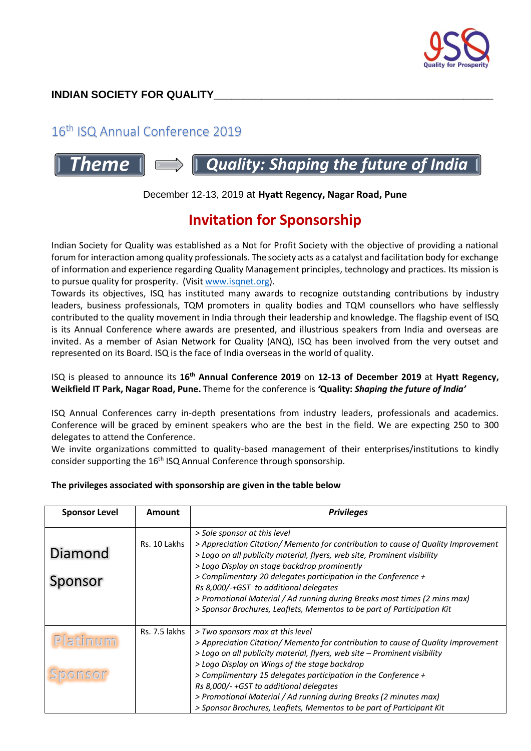Quality for Prosperity

**INDIAN SOCIETY FOR QUALITY**

## 16th ISQ Annual Conference 2019

**Theme** ⇒ ***Quality: Shaping the future of India***

December 12-13, 2019 at **Hyatt Regency, Nagar Road, Pune**

# Invitation for Sponsorship

Indian Society for Quality was established as a Not for Profit Society with the objective of providing a national forum for interaction among quality professionals. The society acts as a catalyst and facilitation body for exchange of information and experience regarding Quality Management principles, technology and practices. Its mission is to pursue quality for prosperity. (Visit www.isqnet.org).

Towards its objectives, ISQ has instituted many awards to recognize outstanding contributions by industry leaders, business professionals, TQM promoters in quality bodies and TQM counsellors who have selflessly contributed to the quality movement in India through their leadership and knowledge. The flagship event of ISQ is its Annual Conference where awards are presented, and illustrious speakers from India and overseas are invited. As a member of Asian Network for Quality (ANQ), ISQ has been involved from the very outset and represented on its Board. ISQ is the face of India overseas in the world of quality.

ISQ is pleased to announce its **16th Annual Conference 2019** on **12-13 of December 2019** at **Hyatt Regency, Weikfield IT Park, Nagar Road, Pune.** Theme for the conference is ***'Quality: Shaping the future of India'***

ISQ Annual Conferences carry in-depth presentations from industry leaders, professionals and academics. Conference will be graced by eminent speakers who are the best in the field. We are expecting 250 to 300 delegates to attend the Conference.

We invite organizations committed to quality-based management of their enterprises/institutions to kindly consider supporting the 16th ISQ Annual Conference through sponsorship.

**The privileges associated with sponsorship are given in the table below**

| Sponsor Level | Amount | *Privileges* |
|---|---|---|
| Diamond Sponsor | Rs. 10 Lakhs | *> Sole sponsor at this level*<br>*> Appreciation Citation/ Memento for contribution to cause of Quality Improvement*<br>*> Logo on all publicity material, flyers, web site, Prominent visibility*<br>*> Logo Display on stage backdrop prominently*<br>*> Complimentary 20 delegates participation in the Conference + Rs 8,000/-+GST to additional delegates*<br>*> Promotional Material / Ad running during Breaks most times (2 mins max)*<br>*> Sponsor Brochures, Leaflets, Mementos to be part of Participation Kit* |
| Platinum Sponsor | Rs. 7.5 lakhs | *> Two sponsors max at this level*<br>*> Appreciation Citation/ Memento for contribution to cause of Quality Improvement*<br>*> Logo on all publicity material, flyers, web site – Prominent visibility*<br>*> Logo Display on Wings of the stage backdrop*<br>*> Complimentary 15 delegates participation in the Conference + Rs 8,000/- +GST to additional delegates*<br>*> Promotional Material / Ad running during Breaks (2 minutes max)*<br>*> Sponsor Brochures, Leaflets, Mementos to be part of Participant Kit* |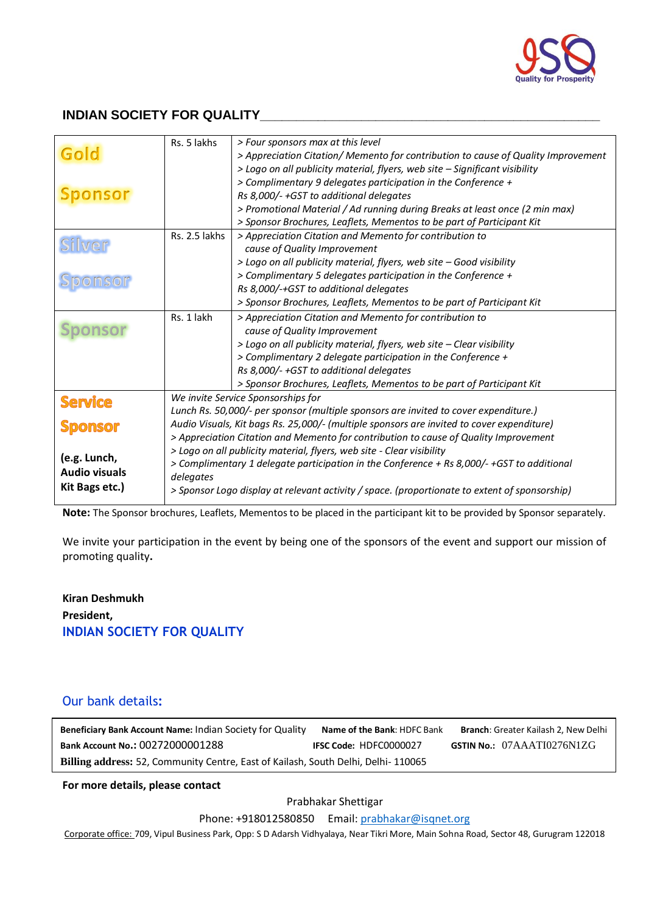## INDIAN SOCIETY FOR QUALITY

| | | |
|---|---|---|
| **Gold Sponsor** | Rs. 5 lakhs | *> Four sponsors max at this level*<br>*> Appreciation Citation/ Memento for contribution to cause of Quality Improvement*<br>*> Logo on all publicity material, flyers, web site – Significant visibility*<br>*> Complimentary 9 delegates participation in the Conference + Rs 8,000/- +GST to additional delegates*<br>*> Promotional Material / Ad running during Breaks at least once (2 min max)*<br>*> Sponsor Brochures, Leaflets, Mementos to be part of Participant Kit* |
| **Silver Sponsor** | Rs. 2.5 lakhs | *> Appreciation Citation and Memento for contribution to cause of Quality Improvement*<br>*> Logo on all publicity material, flyers, web site – Good visibility*<br>*> Complimentary 5 delegates participation in the Conference + Rs 8,000/-+GST to additional delegates*<br>*> Sponsor Brochures, Leaflets, Mementos to be part of Participant Kit* |
| **Sponsor** | Rs. 1 lakh | *> Appreciation Citation and Memento for contribution to cause of Quality Improvement*<br>*> Logo on all publicity material, flyers, web site – Clear visibility*<br>*> Complimentary 2 delegate participation in the Conference + Rs 8,000/- +GST to additional delegates*<br>*> Sponsor Brochures, Leaflets, Mementos to be part of Participant Kit* |
| **Service Sponsor**<br>**(e.g. Lunch, Audio visuals Kit Bags etc.)** | *We invite Service Sponsorships for*<br>*Lunch Rs. 50,000/- per sponsor (multiple sponsors are invited to cover expenditure.)*<br>*Audio Visuals, Kit bags Rs. 25,000/- (multiple sponsors are invited to cover expenditure)*<br>*> Appreciation Citation and Memento for contribution to cause of Quality Improvement*<br>*> Logo on all publicity material, flyers, web site - Clear visibility*<br>*> Complimentary 1 delegate participation in the Conference + Rs 8,000/- +GST to additional delegates*<br>*> Sponsor Logo display at relevant activity / space. (proportionate to extent of sponsorship)* | |

**Note:** The Sponsor brochures, Leaflets, Mementos to be placed in the participant kit to be provided by Sponsor separately.

We invite your participation in the event by being one of the sponsors of the event and support our mission of promoting quality**.**

**Kiran Deshmukh**
**President,**
**INDIAN SOCIETY FOR QUALITY**

### Our bank details:

| | | |
|---|---|---|
| **Beneficiary Bank Account Name:** Indian Society for Quality | **Name of the Bank**: HDFC Bank | **Branch**: Greater Kailash 2, New Delhi |
| **Bank Account No.:** 00272000001288 | **IFSC Code:** HDFC0000027 | **GSTIN No.:** 07AAATI0276N1ZG |
| **Billing address:** 52, Community Centre, East of Kailash, South Delhi, Delhi- 110065 | | |

**For more details, please contact**

Prabhakar Shettigar

Phone: +918012580850 Email: prabhakar@isqnet.org

Corporate office: 709, Vipul Business Park, Opp: S D Adarsh Vidhyalaya, Near Tikri More, Main Sohna Road, Sector 48, Gurugram 122018